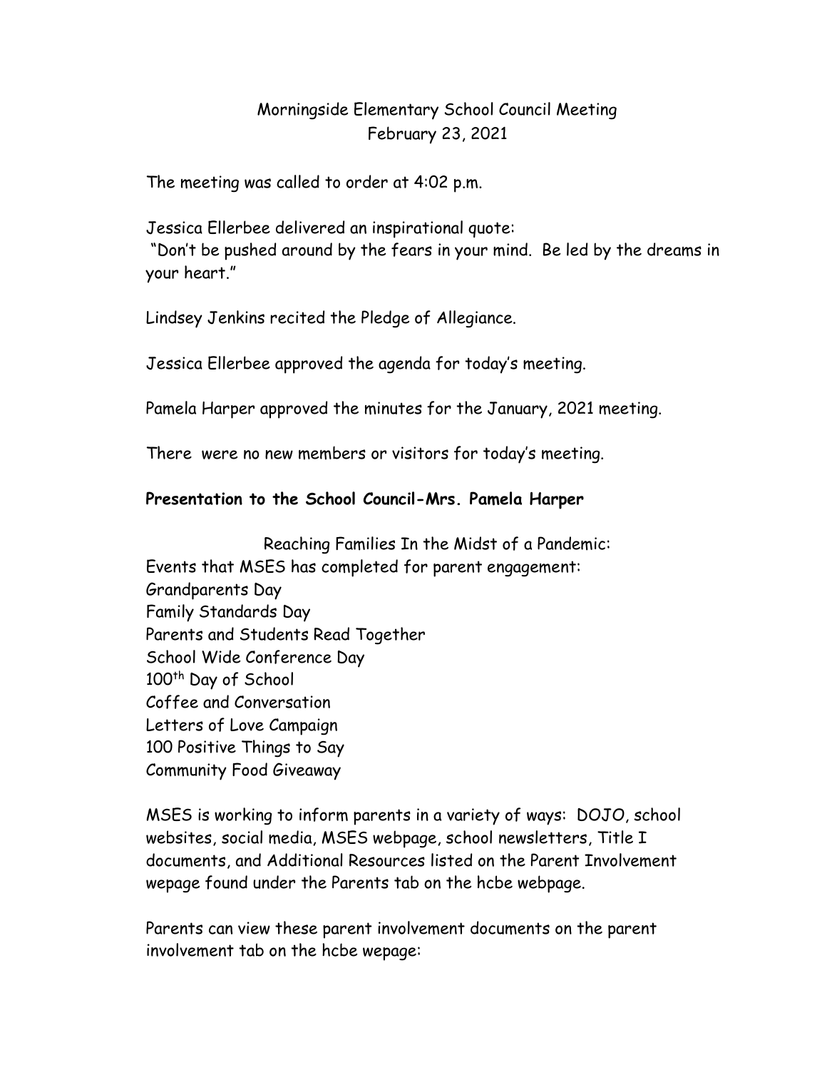# Morningside Elementary School Council Meeting
## February 23, 2021

The meeting was called to order at 4:02 p.m.

Jessica Ellerbee delivered an inspirational quote:
"Don't be pushed around by the fears in your mind. Be led by the dreams in your heart."

Lindsey Jenkins recited the Pledge of Allegiance.

Jessica Ellerbee approved the agenda for today's meeting.

Pamela Harper approved the minutes for the January, 2021 meeting.

There were no new members or visitors for today's meeting.

**Presentation to the School Council-Mrs. Pamela Harper**

Reaching Families In the Midst of a Pandemic:

Events that MSES has completed for parent engagement:

Grandparents Day
Family Standards Day
Parents and Students Read Together
School Wide Conference Day
100th Day of School
Coffee and Conversation
Letters of Love Campaign
100 Positive Things to Say
Community Food Giveaway

MSES is working to inform parents in a variety of ways: DOJO, school websites, social media, MSES webpage, school newsletters, Title I documents, and Additional Resources listed on the Parent Involvement wepage found under the Parents tab on the hcbe webpage.

Parents can view these parent involvement documents on the parent involvement tab on the hcbe wepage: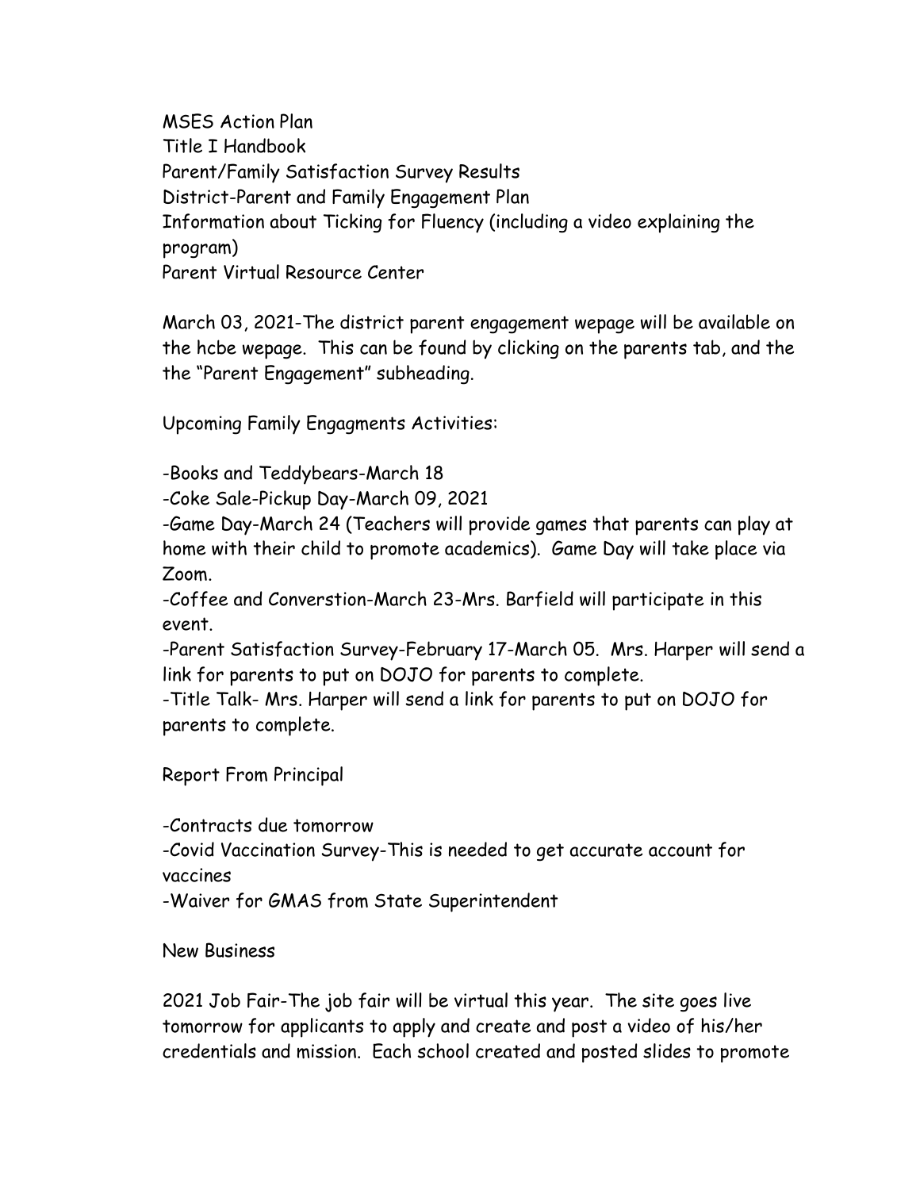MSES Action Plan
Title I Handbook
Parent/Family Satisfaction Survey Results
District-Parent and Family Engagement Plan
Information about Ticking for Fluency (including a video explaining the program)
Parent Virtual Resource Center

March 03, 2021-The district parent engagement wepage will be available on the hcbe wepage. This can be found by clicking on the parents tab, and the the "Parent Engagement" subheading.

Upcoming Family Engagments Activities:

-Books and Teddybears-March 18
-Coke Sale-Pickup Day-March 09, 2021
-Game Day-March 24 (Teachers will provide games that parents can play at home with their child to promote academics). Game Day will take place via Zoom.
-Coffee and Converstion-March 23-Mrs. Barfield will participate in this event.
-Parent Satisfaction Survey-February 17-March 05. Mrs. Harper will send a link for parents to put on DOJO for parents to complete.
-Title Talk- Mrs. Harper will send a link for parents to put on DOJO for parents to complete.

Report From Principal

-Contracts due tomorrow
-Covid Vaccination Survey-This is needed to get accurate account for vaccines
-Waiver for GMAS from State Superintendent

New Business

2021 Job Fair-The job fair will be virtual this year. The site goes live tomorrow for applicants to apply and create and post a video of his/her credentials and mission. Each school created and posted slides to promote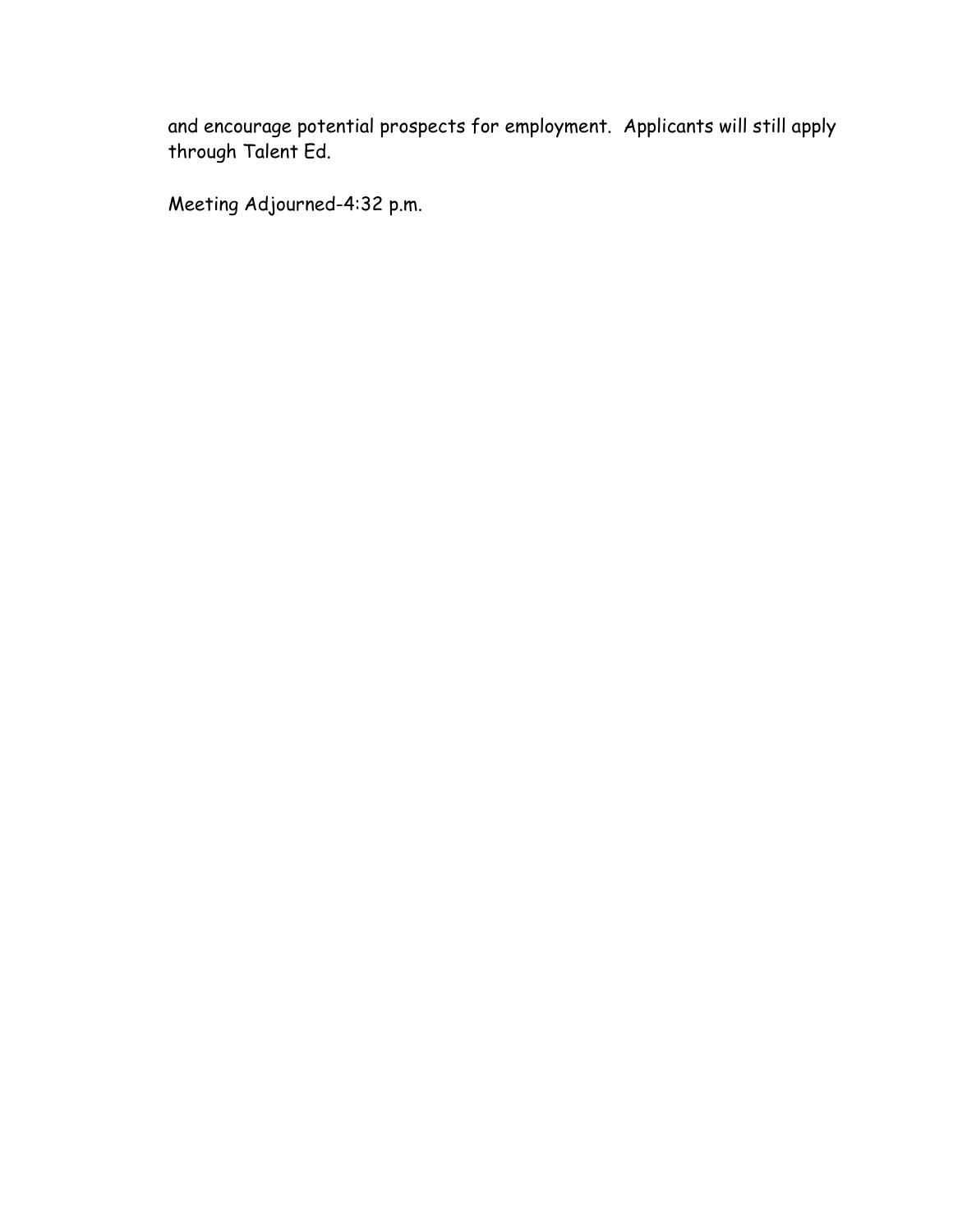and encourage potential prospects for employment. Applicants will still apply through Talent Ed.

Meeting Adjourned-4:32 p.m.